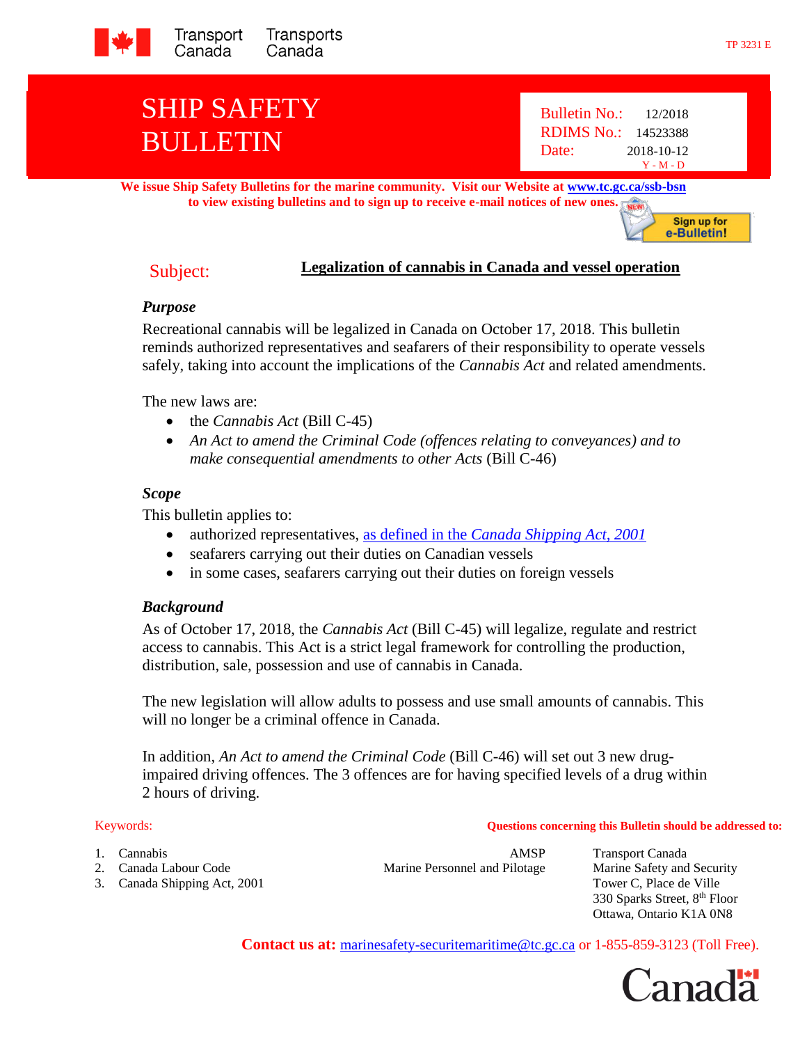Transport Canada / Transports Canada

TP 3231 E

# SHIP SAFETY BULLETIN

Bulletin No.: 12/2018
RDIMS No.: 14523388
Date: 2018-10-12 (Y - M - D)

**We issue Ship Safety Bulletins for the marine community. Visit our Website at [www.tc.gc.ca/ssb-bsn](http://www.tc.gc.ca/ssb-bsn) to view existing bulletins and to sign up to receive e-mail notices of new ones.**

Sign up for e-Bulletin!

Subject: **Legalization of cannabis in Canada and vessel operation**

### *Purpose*

Recreational cannabis will be legalized in Canada on October 17, 2018. This bulletin reminds authorized representatives and seafarers of their responsibility to operate vessels safely, taking into account the implications of the *Cannabis Act* and related amendments.

The new laws are:

- the *Cannabis Act* (Bill C-45)
- *An Act to amend the Criminal Code (offences relating to conveyances) and to make consequential amendments to other Acts* (Bill C-46)

### *Scope*

This bulletin applies to:

- authorized representatives, as defined in the *Canada Shipping Act, 2001*
- seafarers carrying out their duties on Canadian vessels
- in some cases, seafarers carrying out their duties on foreign vessels

### *Background*

As of October 17, 2018, the *Cannabis Act* (Bill C-45) will legalize, regulate and restrict access to cannabis. This Act is a strict legal framework for controlling the production, distribution, sale, possession and use of cannabis in Canada.

The new legislation will allow adults to possess and use small amounts of cannabis. This will no longer be a criminal offence in Canada.

In addition, *An Act to amend the Criminal Code* (Bill C-46) will set out 3 new drug-impaired driving offences. The 3 offences are for having specified levels of a drug within 2 hours of driving.

Keywords:

1. Cannabis
2. Canada Labour Code
3. Canada Shipping Act, 2001

**Questions concerning this Bulletin should be addressed to:**

AMSP
Marine Personnel and Pilotage

Transport Canada
Marine Safety and Security
Tower C, Place de Ville
330 Sparks Street, 8th Floor
Ottawa, Ontario K1A 0N8

**Contact us at:** marinesafety-securitemaritime@tc.gc.ca or 1-855-859-3123 (Toll Free).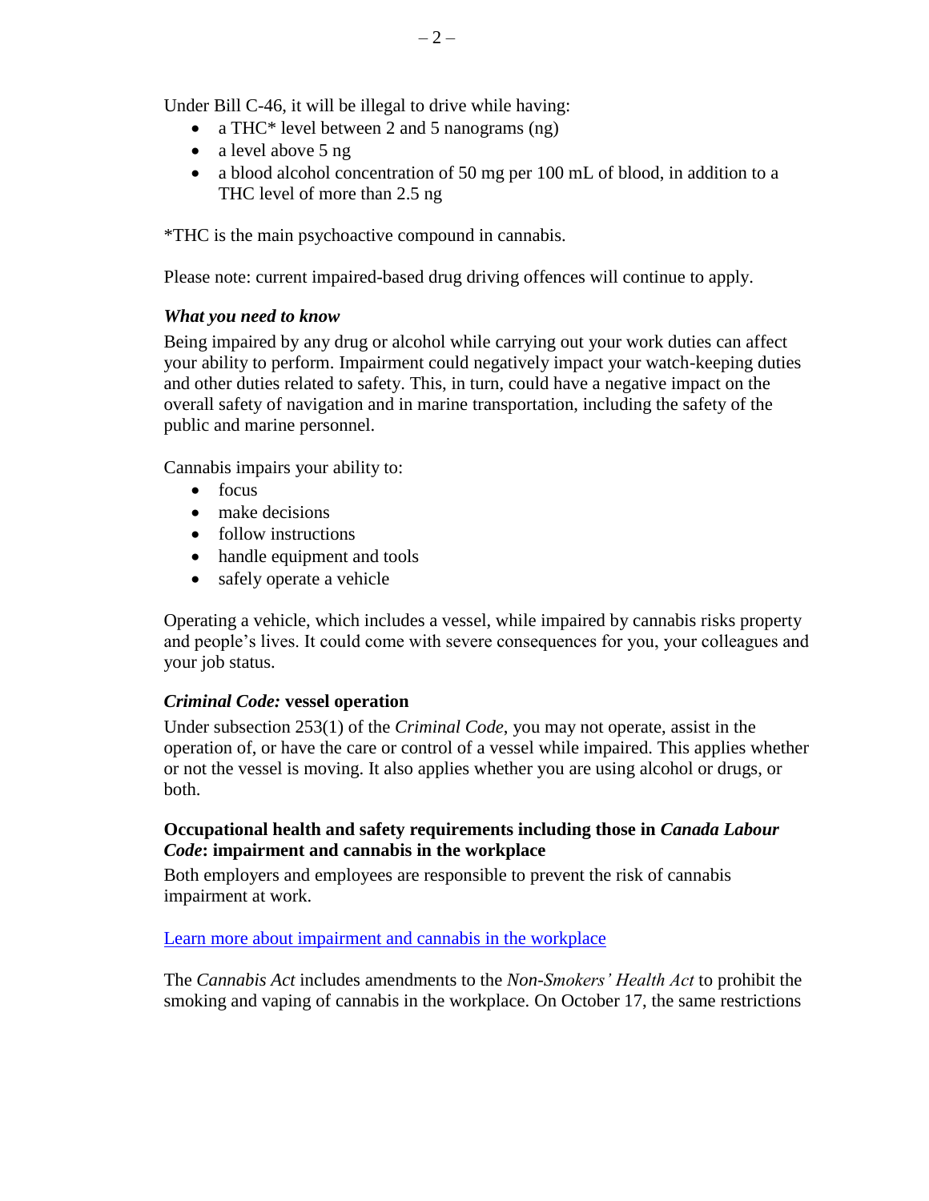Under Bill C-46, it will be illegal to drive while having:

- a THC* level between 2 and 5 nanograms (ng)
- a level above 5 ng
- a blood alcohol concentration of 50 mg per 100 mL of blood, in addition to a THC level of more than 2.5 ng

*THC is the main psychoactive compound in cannabis.

Please note: current impaired-based drug driving offences will continue to apply.

### *What you need to know*

Being impaired by any drug or alcohol while carrying out your work duties can affect your ability to perform. Impairment could negatively impact your watch-keeping duties and other duties related to safety. This, in turn, could have a negative impact on the overall safety of navigation and in marine transportation, including the safety of the public and marine personnel.

Cannabis impairs your ability to:

- focus
- make decisions
- follow instructions
- handle equipment and tools
- safely operate a vehicle

Operating a vehicle, which includes a vessel, while impaired by cannabis risks property and people's lives. It could come with severe consequences for you, your colleagues and your job status.

### *Criminal Code:* vessel operation

Under subsection 253(1) of the *Criminal Code*, you may not operate, assist in the operation of, or have the care or control of a vessel while impaired. This applies whether or not the vessel is moving. It also applies whether you are using alcohol or drugs, or both.

### Occupational health and safety requirements including those in *Canada Labour Code*: impairment and cannabis in the workplace

Both employers and employees are responsible to prevent the risk of cannabis impairment at work.

Learn more about impairment and cannabis in the workplace

The *Cannabis Act* includes amendments to the *Non-Smokers' Health Act* to prohibit the smoking and vaping of cannabis in the workplace. On October 17, the same restrictions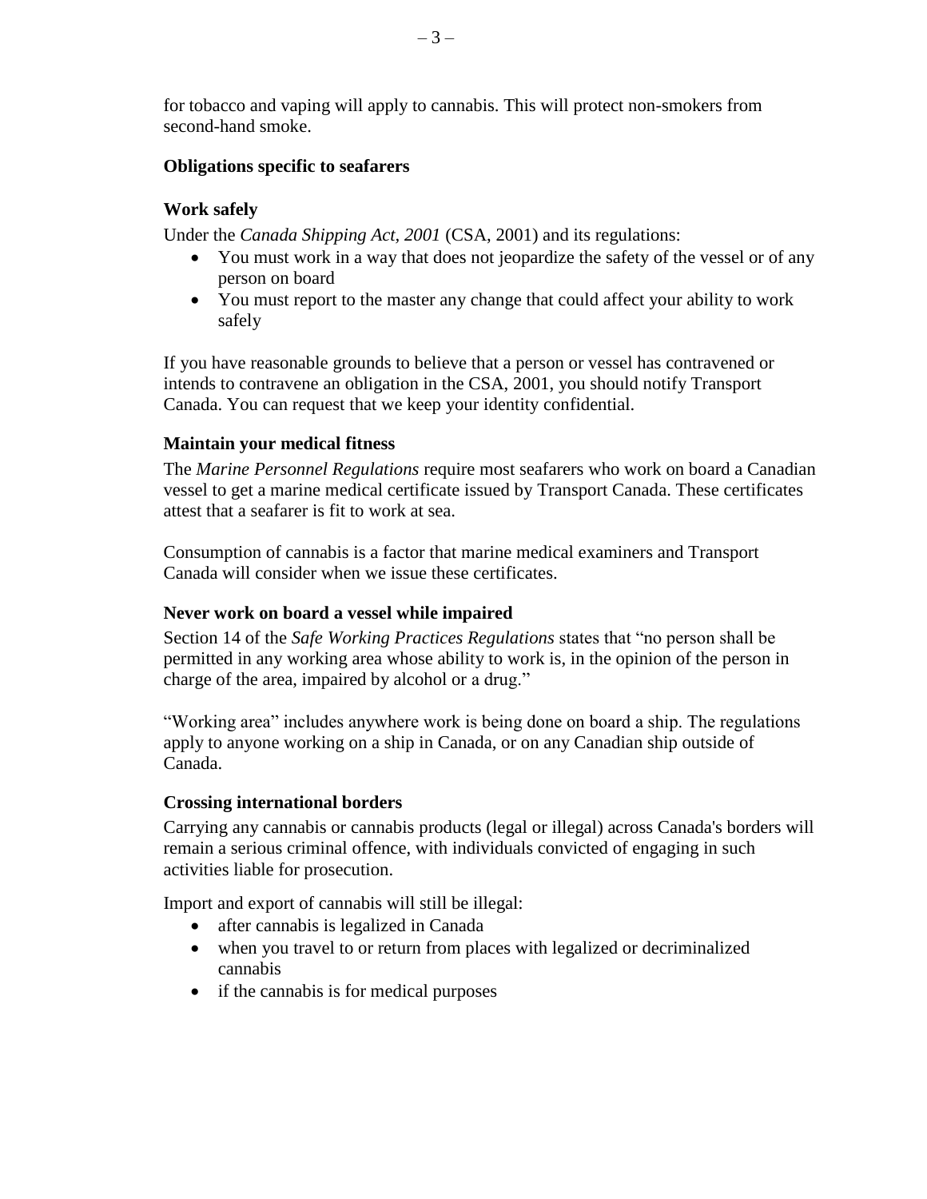for tobacco and vaping will apply to cannabis. This will protect non-smokers from second-hand smoke.

## Obligations specific to seafarers

### Work safely

Under the *Canada Shipping Act, 2001* (CSA, 2001) and its regulations:

- You must work in a way that does not jeopardize the safety of the vessel or of any person on board
- You must report to the master any change that could affect your ability to work safely

If you have reasonable grounds to believe that a person or vessel has contravened or intends to contravene an obligation in the CSA, 2001, you should notify Transport Canada. You can request that we keep your identity confidential.

### Maintain your medical fitness

The *Marine Personnel Regulations* require most seafarers who work on board a Canadian vessel to get a marine medical certificate issued by Transport Canada. These certificates attest that a seafarer is fit to work at sea.

Consumption of cannabis is a factor that marine medical examiners and Transport Canada will consider when we issue these certificates.

### Never work on board a vessel while impaired

Section 14 of the *Safe Working Practices Regulations* states that "no person shall be permitted in any working area whose ability to work is, in the opinion of the person in charge of the area, impaired by alcohol or a drug."

"Working area" includes anywhere work is being done on board a ship. The regulations apply to anyone working on a ship in Canada, or on any Canadian ship outside of Canada.

### Crossing international borders

Carrying any cannabis or cannabis products (legal or illegal) across Canada's borders will remain a serious criminal offence, with individuals convicted of engaging in such activities liable for prosecution.

Import and export of cannabis will still be illegal:

- after cannabis is legalized in Canada
- when you travel to or return from places with legalized or decriminalized cannabis
- if the cannabis is for medical purposes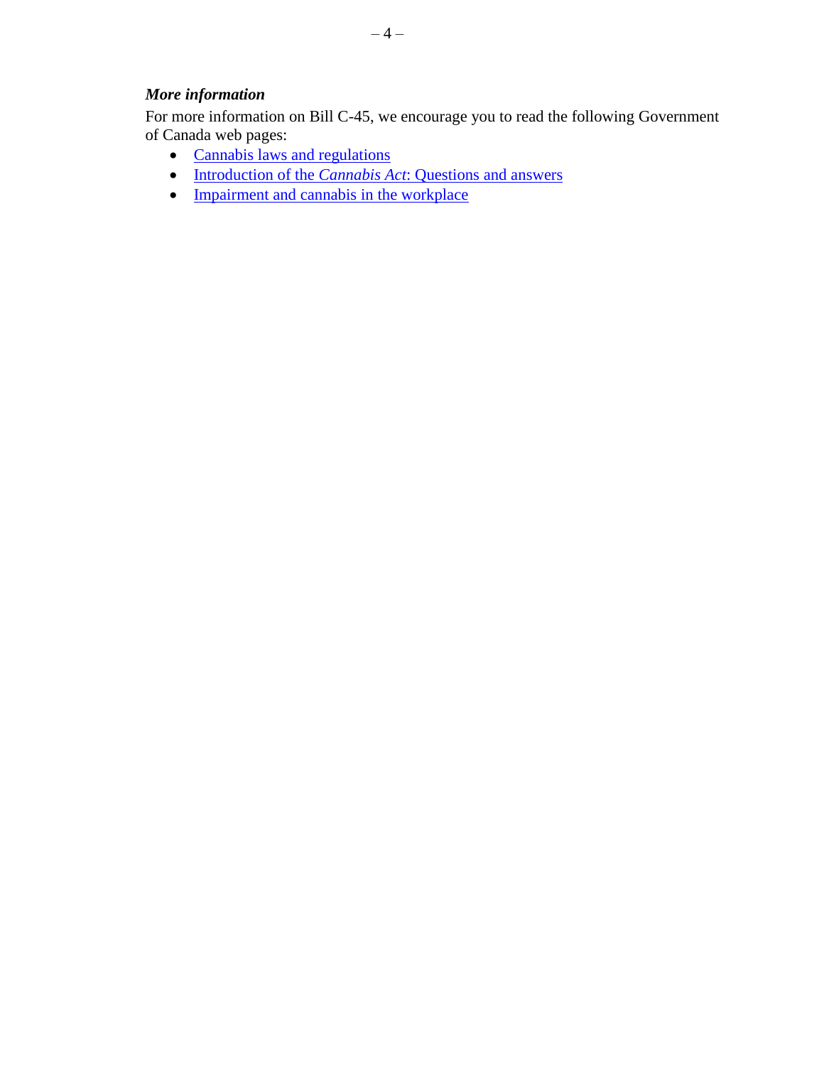### *More information*

For more information on Bill C-45, we encourage you to read the following Government of Canada web pages:

- Cannabis laws and regulations
- Introduction of the *Cannabis Act*: Questions and answers
- Impairment and cannabis in the workplace